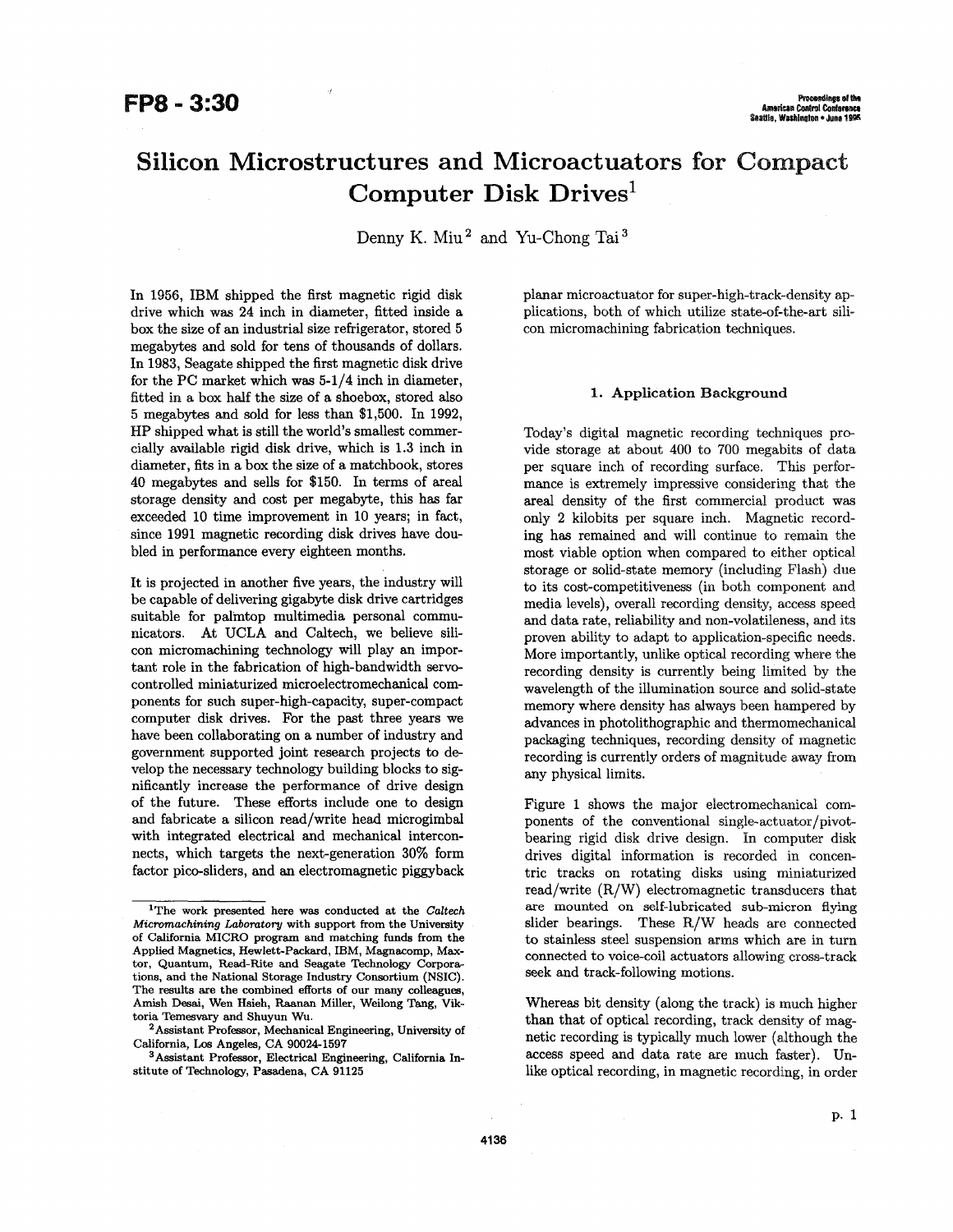# Silicon Microstructures and Microactuators for Compact Computer Disk Drives[1]

Denny K. Miu[2] and Yu-Chong Tai[3]

In 1956, IBM shipped the first magnetic rigid disk drive which was 24 inch in diameter, fitted inside a box the size of an industrial size refrigerator, stored 5 megabytes and sold for tens of thousands of dollars. In 1983, Seagate shipped the first magnetic disk drive for the PC market which was 5-1/4 inch in diameter, fitted in a box half the size of a shoebox, stored also 5 megabytes and sold for less than $1,500. In 1992, HP shipped what is still the world's smallest commercially available rigid disk drive, which is 1.3 inch in diameter, fits in a box the size of a matchbook, stores 40 megabytes and sells for $150. In terms of areal storage density and cost per megabyte, this has far exceeded 10 time improvement in 10 years; in fact, since 1991 magnetic recording disk drives have doubled in performance every eighteen months.

It is projected in another five years, the industry will be capable of delivering gigabyte disk drive cartridges suitable for palmtop multimedia personal communicators. At UCLA and Caltech, we believe silicon micromachining technology will play an important role in the fabrication of high-bandwidth servo-controlled miniaturized microelectromechanical components for such super-high-capacity, super-compact computer disk drives. For the past three years we have been collaborating on a number of industry and government supported joint research projects to develop the necessary technology building blocks to significantly increase the performance of drive design of the future. These efforts include one to design and fabricate a silicon read/write head microgimbal with integrated electrical and mechanical interconnects, which targets the next-generation 30% form factor pico-sliders, and an electromagnetic piggyback planar microactuator for super-high-track-density applications, both of which utilize state-of-the-art silicon micromachining fabrication techniques.

## 1. Application Background

Today's digital magnetic recording techniques provide storage at about 400 to 700 megabits of data per square inch of recording surface. This performance is extremely impressive considering that the areal density of the first commercial product was only 2 kilobits per square inch. Magnetic recording has remained and will continue to remain the most viable option when compared to either optical storage or solid-state memory (including Flash) due to its cost-competitiveness (in both component and media levels), overall recording density, access speed and data rate, reliability and non-volatileness, and its proven ability to adapt to application-specific needs. More importantly, unlike optical recording where the recording density is currently being limited by the wavelength of the illumination source and solid-state memory where density has always been hampered by advances in photolithographic and thermomechanical packaging techniques, recording density of magnetic recording is currently orders of magnitude away from any physical limits.

Figure 1 shows the major electromechanical components of the conventional single-actuator/pivot-bearing rigid disk drive design. In computer disk drives digital information is recorded in concentric tracks on rotating disks using miniaturized read/write (R/W) electromagnetic transducers that are mounted on self-lubricated sub-micron flying slider bearings. These R/W heads are connected to stainless steel suspension arms which are in turn connected to voice-coil actuators allowing cross-track seek and track-following motions.

Whereas bit density (along the track) is much higher than that of optical recording, track density of magnetic recording is typically much lower (although the access speed and data rate are much faster). Unlike optical recording, in magnetic recording, in order

---

[1] The work presented here was conducted at the *Caltech Micromachining Laboratory* with support from the University of California MICRO program and matching funds from the Applied Magnetics, Hewlett-Packard, IBM, Magnacomp, Maxtor, Quantum, Read-Rite and Seagate Technology Corporations, and the National Storage Industry Consortium (NSIC). The results are the combined efforts of our many colleagues, Amish Desai, Wen Hsieh, Raanan Miller, Weilong Tang, Viktoria Temesvary and Shuyun Wu.

[2] Assistant Professor, Mechanical Engineering, University of California, Los Angeles, CA 90024-1597

[3] Assistant Professor, Electrical Engineering, California Institute of Technology, Pasadena, CA 91125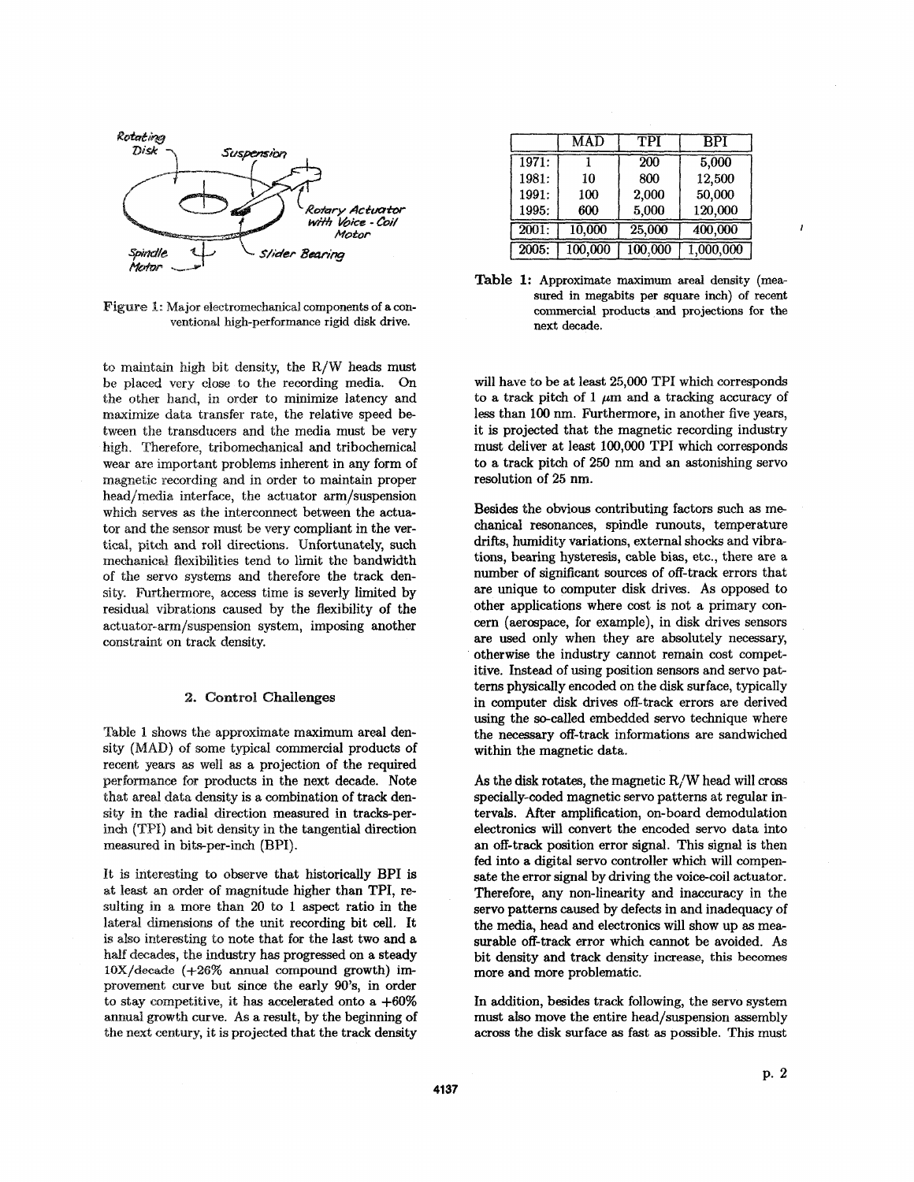Figure 1: Major electromechanical components of a conventional high-performance rigid disk drive.

to maintain high bit density, the R/W heads must be placed very close to the recording media. On the other hand, in order to minimize latency and maximize data transfer rate, the relative speed between the transducers and the media must be very high. Therefore, tribomechanical and tribochemical wear are important problems inherent in any form of magnetic recording and in order to maintain proper head/media interface, the actuator arm/suspension which serves as the interconnect between the actuator and the sensor must be very compliant in the vertical, pitch and roll directions. Unfortunately, such mechanical flexibilities tend to limit the bandwidth of the servo systems and therefore the track density. Furthermore, access time is severly limited by residual vibrations caused by the flexibility of the actuator-arm/suspension system, imposing another constraint on track density.

## 2. Control Challenges

Table 1 shows the approximate maximum areal density (MAD) of some typical commercial products of recent years as well as a projection of the required performance for products in the next decade. Note that areal data density is a combination of track density in the radial direction measured in tracks-per-inch (TPI) and bit density in the tangential direction measured in bits-per-inch (BPI).

It is interesting to observe that historically BPI is at least an order of magnitude higher than TPI, resulting in a more than 20 to 1 aspect ratio in the lateral dimensions of the unit recording bit cell. It is also interesting to note that for the last two and a half decades, the industry has progressed on a steady 10X/decade (+26% annual compound growth) improvement curve but since the early 90's, in order to stay competitive, it has accelerated onto a +60% annual growth curve. As a result, by the beginning of the next century, it is projected that the track density will have to be at least 25,000 TPI which corresponds to a track pitch of 1 $\mu$m and a tracking accuracy of less than 100 nm. Furthermore, in another five years, it is projected that the magnetic recording industry must deliver at least 100,000 TPI which corresponds to a track pitch of 250 nm and an astonishing servo resolution of 25 nm.

| | MAD | TPI | BPI |
|---|---|---|---|
| 1971: | 1 | 200 | 5,000 |
| 1981: | 10 | 800 | 12,500 |
| 1991: | 100 | 2,000 | 50,000 |
| 1995: | 600 | 5,000 | 120,000 |
| 2001: | 10,000 | 25,000 | 400,000 |
| 2005: | 100,000 | 100,000 | 1,000,000 |

Table 1: Approximate maximum areal density (measured in megabits per square inch) of recent commercial products and projections for the next decade.

Besides the obvious contributing factors such as mechanical resonances, spindle runouts, temperature drifts, humidity variations, external shocks and vibrations, bearing hysteresis, cable bias, etc., there are a number of significant sources of off-track errors that are unique to computer disk drives. As opposed to other applications where cost is not a primary concern (aerospace, for example), in disk drives sensors are used only when they are absolutely necessary, otherwise the industry cannot remain cost competitive. Instead of using position sensors and servo patterns physically encoded on the disk surface, typically in computer disk drives off-track errors are derived using the so-called embedded servo technique where the necessary off-track informations are sandwiched within the magnetic data.

As the disk rotates, the magnetic R/W head will cross specially-coded magnetic servo patterns at regular intervals. After amplification, on-board demodulation electronics will convert the encoded servo data into an off-track position error signal. This signal is then fed into a digital servo controller which will compensate the error signal by driving the voice-coil actuator. Therefore, any non-linearity and inaccuracy in the servo patterns caused by defects in and inadequacy of the media, head and electronics will show up as measurable off-track error which cannot be avoided. As bit density and track density increase, this becomes more and more problematic.

In addition, besides track following, the servo system must also move the entire head/suspension assembly across the disk surface as fast as possible. This must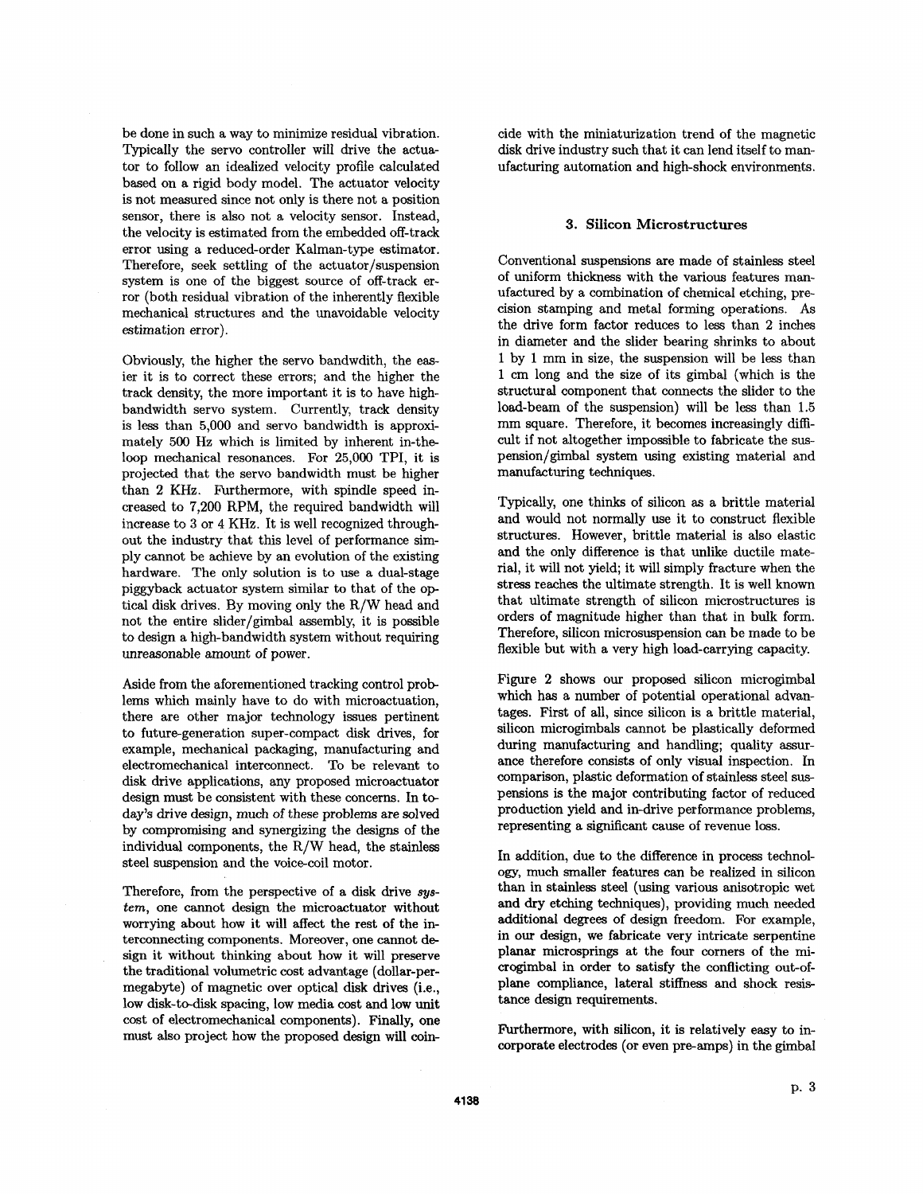be done in such a way to minimize residual vibration. Typically the servo controller will drive the actuator to follow an idealized velocity profile calculated based on a rigid body model. The actuator velocity is not measured since not only is there not a position sensor, there is also not a velocity sensor. Instead, the velocity is estimated from the embedded off-track error using a reduced-order Kalman-type estimator. Therefore, seek settling of the actuator/suspension system is one of the biggest source of off-track error (both residual vibration of the inherently flexible mechanical structures and the unavoidable velocity estimation error).

Obviously, the higher the servo bandwdith, the easier it is to correct these errors; and the higher the track density, the more important it is to have high-bandwidth servo system. Currently, track density is less than 5,000 and servo bandwidth is approximately 500 Hz which is limited by inherent in-the-loop mechanical resonances. For 25,000 TPI, it is projected that the servo bandwidth must be higher than 2 KHz. Furthermore, with spindle speed increased to 7,200 RPM, the required bandwidth will increase to 3 or 4 KHz. It is well recognized throughout the industry that this level of performance simply cannot be achieve by an evolution of the existing hardware. The only solution is to use a dual-stage piggyback actuator system similar to that of the optical disk drives. By moving only the R/W head and not the entire slider/gimbal assembly, it is possible to design a high-bandwidth system without requiring unreasonable amount of power.

Aside from the aforementioned tracking control problems which mainly have to do with microactuation, there are other major technology issues pertinent to future-generation super-compact disk drives, for example, mechanical packaging, manufacturing and electromechanical interconnect. To be relevant to disk drive applications, any proposed microactuator design must be consistent with these concerns. In today's drive design, much of these problems are solved by compromising and synergizing the designs of the individual components, the R/W head, the stainless steel suspension and the voice-coil motor.

Therefore, from the perspective of a disk drive *system*, one cannot design the microactuator without worrying about how it will affect the rest of the interconnecting components. Moreover, one cannot design it without thinking about how it will preserve the traditional volumetric cost advantage (dollar-per-megabyte) of magnetic over optical disk drives (i.e., low disk-to-disk spacing, low media cost and low unit cost of electromechanical components). Finally, one must also project how the proposed design will coincide with the miniaturization trend of the magnetic disk drive industry such that it can lend itself to manufacturing automation and high-shock environments.

## 3. Silicon Microstructures

Conventional suspensions are made of stainless steel of uniform thickness with the various features manufactured by a combination of chemical etching, precision stamping and metal forming operations. As the drive form factor reduces to less than 2 inches in diameter and the slider bearing shrinks to about 1 by 1 mm in size, the suspension will be less than 1 cm long and the size of its gimbal (which is the structural component that connects the slider to the load-beam of the suspension) will be less than 1.5 mm square. Therefore, it becomes increasingly difficult if not altogether impossible to fabricate the suspension/gimbal system using existing material and manufacturing techniques.

Typically, one thinks of silicon as a brittle material and would not normally use it to construct flexible structures. However, brittle material is also elastic and the only difference is that unlike ductile material, it will not yield; it will simply fracture when the stress reaches the ultimate strength. It is well known that ultimate strength of silicon microstructures is orders of magnitude higher than that in bulk form. Therefore, silicon microsuspension can be made to be flexible but with a very high load-carrying capacity.

Figure 2 shows our proposed silicon microgimbal which has a number of potential operational advantages. First of all, since silicon is a brittle material, silicon microgimbals cannot be plastically deformed during manufacturing and handling; quality assurance therefore consists of only visual inspection. In comparison, plastic deformation of stainless steel suspensions is the major contributing factor of reduced production yield and in-drive performance problems, representing a significant cause of revenue loss.

In addition, due to the difference in process technology, much smaller features can be realized in silicon than in stainless steel (using various anisotropic wet and dry etching techniques), providing much needed additional degrees of design freedom. For example, in our design, we fabricate very intricate serpentine planar microsprings at the four corners of the microgimbal in order to satisfy the conflicting out-of-plane compliance, lateral stiffness and shock resistance design requirements.

Furthermore, with silicon, it is relatively easy to incorporate electrodes (or even pre-amps) in the gimbal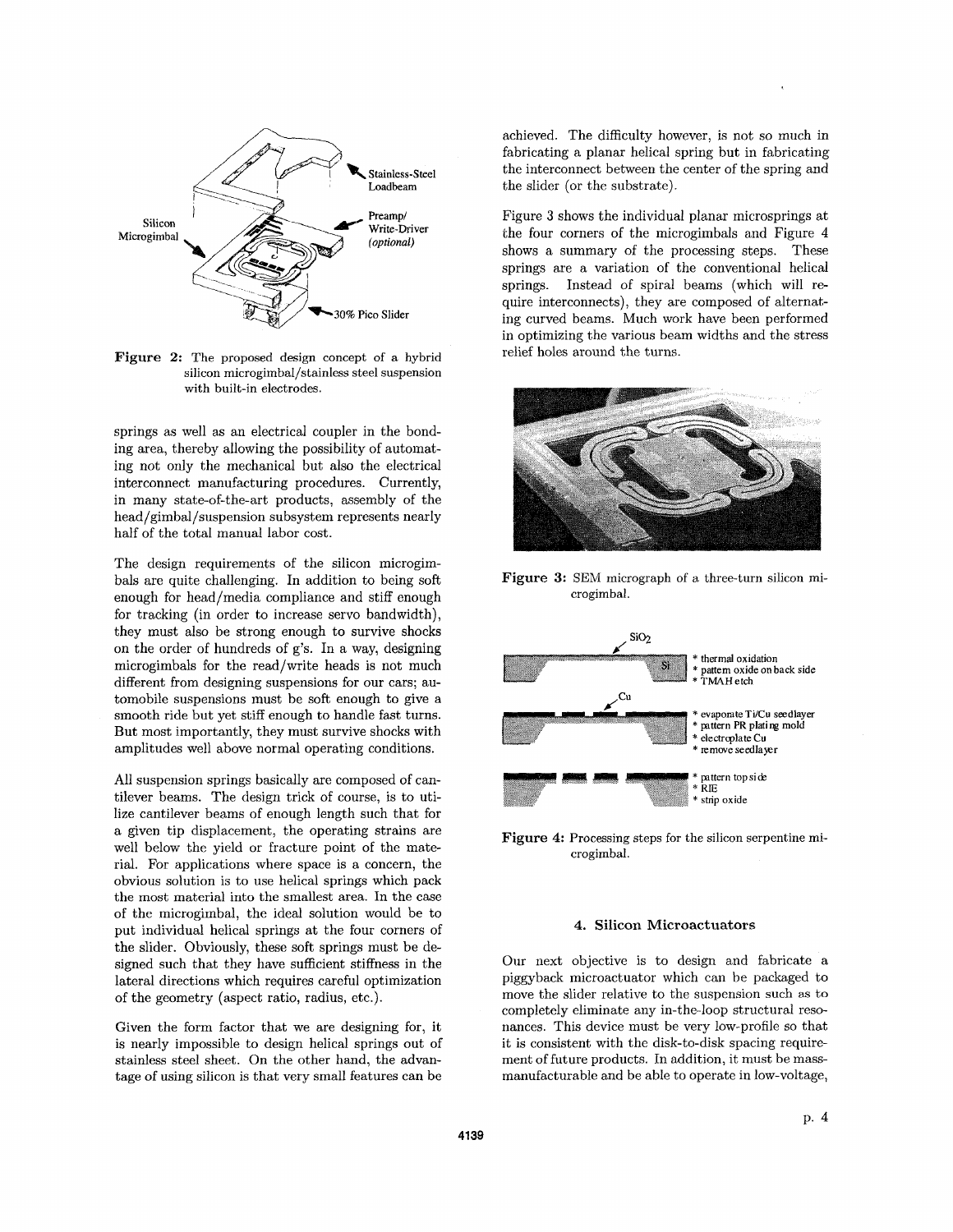Stainless-Steel Loadbeam

Silicon Microgimbal

Preamp/ Write-Driver *(optional)*

30% Pico Slider

**Figure 2:** The proposed design concept of a hybrid silicon microgimbal/stainless steel suspension with built-in electrodes.

springs as well as an electrical coupler in the bonding area, thereby allowing the possibility of automating not only the mechanical but also the electrical interconnect manufacturing procedures. Currently, in many state-of-the-art products, assembly of the head/gimbal/suspension subsystem represents nearly half of the total manual labor cost.

The design requirements of the silicon microgimbals are quite challenging. In addition to being soft enough for head/media compliance and stiff enough for tracking (in order to increase servo bandwidth), they must also be strong enough to survive shocks on the order of hundreds of g's. In a way, designing microgimbals for the read/write heads is not much different from designing suspensions for our cars; automobile suspensions must be soft enough to give a smooth ride but yet stiff enough to handle fast turns. But most importantly, they must survive shocks with amplitudes well above normal operating conditions.

All suspension springs basically are composed of cantilever beams. The design trick of course, is to utilize cantilever beams of enough length such that for a given tip displacement, the operating strains are well below the yield or fracture point of the material. For applications where space is a concern, the obvious solution is to use helical springs which pack the most material into the smallest area. In the case of the microgimbal, the ideal solution would be to put individual helical springs at the four corners of the slider. Obviously, these soft springs must be designed such that they have sufficient stiffness in the lateral directions which requires careful optimization of the geometry (aspect ratio, radius, etc.).

Given the form factor that we are designing for, it is nearly impossible to design helical springs out of stainless steel sheet. On the other hand, the advantage of using silicon is that very small features can be achieved. The difficulty however, is not so much in fabricating a planar helical spring but in fabricating the interconnect between the center of the spring and the slider (or the substrate).

Figure 3 shows the individual planar microsprings at the four corners of the microgimbals and Figure 4 shows a summary of the processing steps. These springs are a variation of the conventional helical springs. Instead of spiral beams (which will require interconnects), they are composed of alternating curved beams. Much work have been performed in optimizing the various beam widths and the stress relief holes around the turns.

**Figure 3:** SEM micrograph of a three-turn silicon microgimbal.

$SiO_2$

Si

* thermal oxidation
* pattern oxide on back side
* TMAH etch

Cu

* evaporate Ti/Cu seedlayer
* pattern PR plating mold
* electroplate Cu
* remove seedlayer

* pattern top side
* RIE
* strip oxide

**Figure 4:** Processing steps for the silicon serpentine microgimbal.

## 4. Silicon Microactuators

Our next objective is to design and fabricate a piggyback microactuator which can be packaged to move the slider relative to the suspension such as to completely eliminate any in-the-loop structural resonances. This device must be very low-profile so that it is consistent with the disk-to-disk spacing requirement of future products. In addition, it must be mass-manufacturable and be able to operate in low-voltage,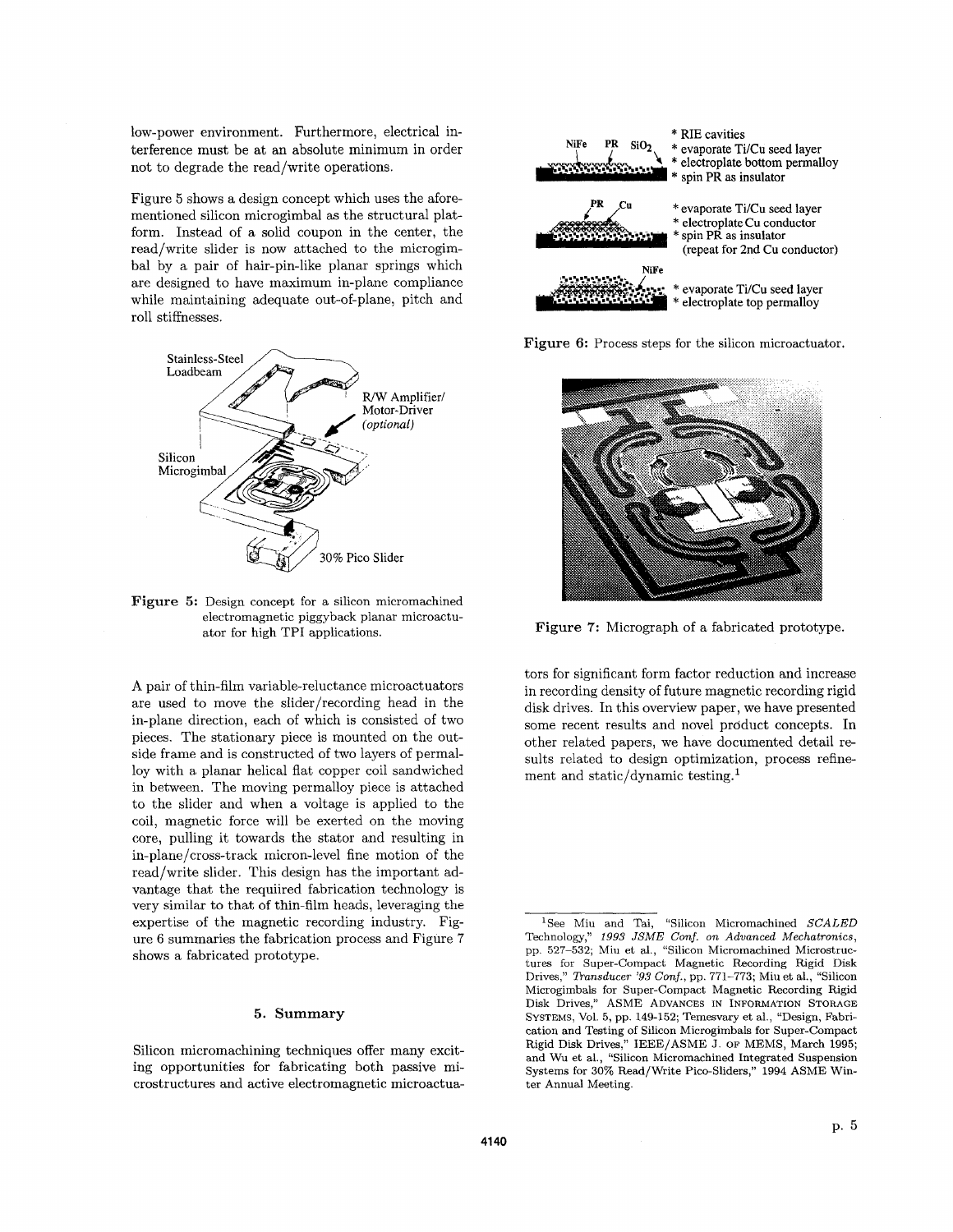low-power environment. Furthermore, electrical interference must be at an absolute minimum in order not to degrade the read/write operations.

Figure 5 shows a design concept which uses the aforementioned silicon microgimbal as the structural platform. Instead of a solid coupon in the center, the read/write slider is now attached to the microgimbal by a pair of hair-pin-like planar springs which are designed to have maximum in-plane compliance while maintaining adequate out-of-plane, pitch and roll stiffnesses.

Stainless-Steel Loadbeam

R/W Amplifier/ Motor-Driver *(optional)*

Silicon Microgimbal

30% Pico Slider

**Figure 5:** Design concept for a silicon micromachined electromagnetic piggyback planar microactuator for high TPI applications.

A pair of thin-film variable-reluctance microactuators are used to move the slider/recording head in the in-plane direction, each of which is consisted of two pieces. The stationary piece is mounted on the outside frame and is constructed of two layers of permalloy with a planar helical flat copper coil sandwiched in between. The moving permalloy piece is attached to the slider and when a voltage is applied to the coil, magnetic force will be exerted on the moving core, pulling it towards the stator and resulting in in-plane/cross-track micron-level fine motion of the read/write slider. This design has the important advantage that the requiired fabrication technology is very similar to that of thin-film heads, leveraging the expertise of the magnetic recording industry. Figure 6 summaries the fabrication process and Figure 7 shows a fabricated prototype.

NiFe PR $SiO_2$

* RIE cavities
* evaporate Ti/Cu seed layer
* electroplate bottom permalloy
* spin PR as insulator

PR Cu

* evaporate Ti/Cu seed layer
* electroplate Cu conductor
* spin PR as insulator
(repeat for 2nd Cu conductor)

NiFe

* evaporate Ti/Cu seed layer
* electroplate top permalloy

**Figure 6:** Process steps for the silicon microactuator.

**Figure 7:** Micrograph of a fabricated prototype.

## 5. Summary

Silicon micromachining techniques offer many exciting opportunities for fabricating both passive microstructures and active electromagnetic microactuators for significant form factor reduction and increase in recording density of future magnetic recording rigid disk drives. In this overview paper, we have presented some recent results and novel product concepts. In other related papers, we have documented detail results related to design optimization, process refinement and static/dynamic testing.[1]

---

[1] See Miu and Tai, "Silicon Micromachined *SCALED* Technology," *1993 JSME Conf. on Advanced Mechatronics*, pp. 527–532; Miu et al., "Silicon Micromachined Microstructures for Super-Compact Magnetic Recording Rigid Disk Drives," *Transducer '93 Conf.*, pp. 771–773; Miu et al., "Silicon Microgimbals for Super-Compact Magnetic Recording Rigid Disk Drives," ASME ADVANCES IN INFORMATION STORAGE SYSTEMS, Vol. 5, pp. 149-152; Temesvary et al., "Design, Fabrication and Testing of Silicon Microgimbals for Super-Compact Rigid Disk Drives," IEEE/ASME J. OF MEMS, March 1995; and Wu et al., "Silicon Micromachined Integrated Suspension Systems for 30% Read/Write Pico-Sliders," 1994 ASME Winter Annual Meeting.